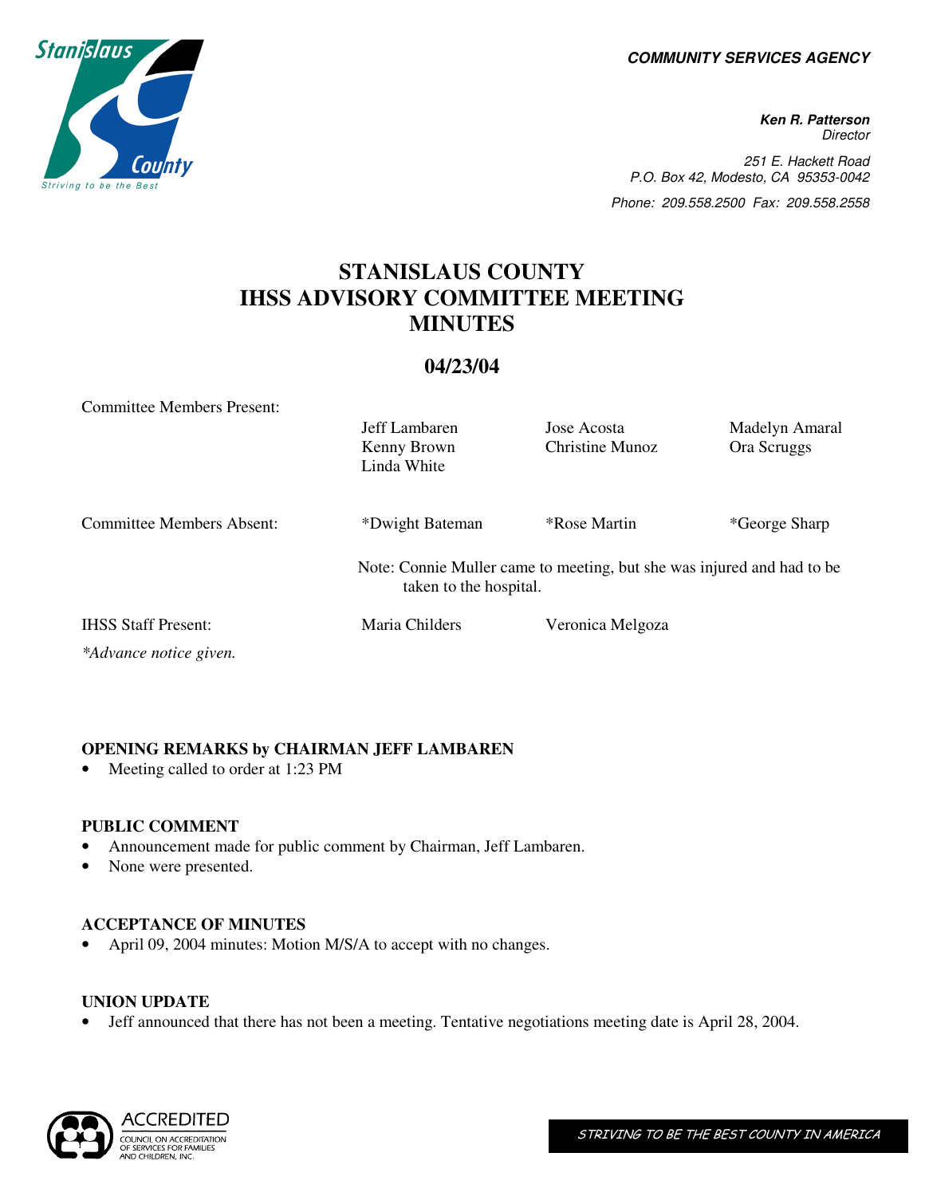**COMMUNITY SERVICES AGENCY**

**Ken R. Patterson**
*Director*

*251 E. Hackett Road*
*P.O. Box 42, Modesto, CA 95353-0042*
*Phone: 209.558.2500 Fax: 209.558.2558*

# STANISLAUS COUNTY IHSS ADVISORY COMMITTEE MEETING MINUTES

## 04/23/04

| | | | |
|---|---|---|---|
| Committee Members Present: | Jeff Lambaren | Jose Acosta | Madelyn Amaral |
| | Kenny Brown | Christine Munoz | Ora Scruggs |
| | Linda White | | |
| Committee Members Absent: | *Dwight Bateman | *Rose Martin | *George Sharp |
| | Note: Connie Muller came to meeting, but she was injured and had to be taken to the hospital. | | |
| IHSS Staff Present: | Maria Childers | Veronica Melgoza | |

*\*Advance notice given.*

### OPENING REMARKS by CHAIRMAN JEFF LAMBAREN

- Meeting called to order at 1:23 PM

### PUBLIC COMMENT

- Announcement made for public comment by Chairman, Jeff Lambaren.
- None were presented.

### ACCEPTANCE OF MINUTES

- April 09, 2004 minutes: Motion M/S/A to accept with no changes.

### UNION UPDATE

- Jeff announced that there has not been a meeting. Tentative negotiations meeting date is April 28, 2004.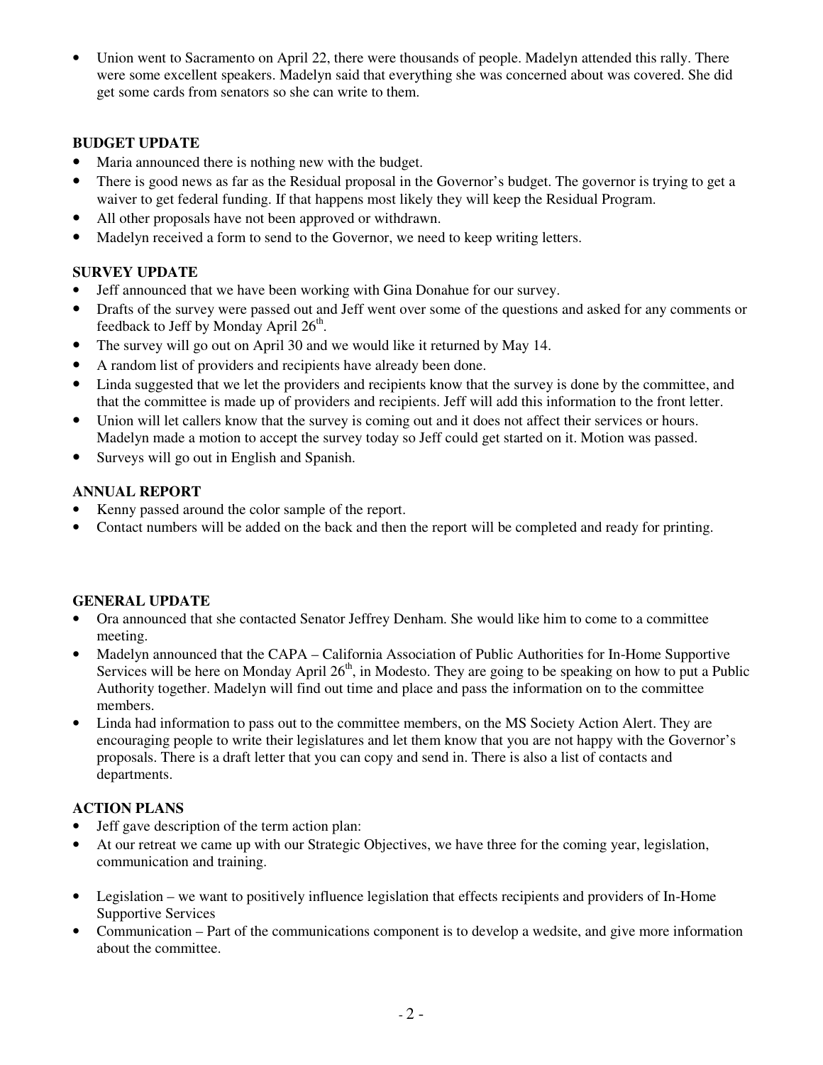- Union went to Sacramento on April 22, there were thousands of people. Madelyn attended this rally. There were some excellent speakers. Madelyn said that everything she was concerned about was covered. She did get some cards from senators so she can write to them.

**BUDGET UPDATE**

- Maria announced there is nothing new with the budget.
- There is good news as far as the Residual proposal in the Governor's budget. The governor is trying to get a waiver to get federal funding. If that happens most likely they will keep the Residual Program.
- All other proposals have not been approved or withdrawn.
- Madelyn received a form to send to the Governor, we need to keep writing letters.

**SURVEY UPDATE**

- Jeff announced that we have been working with Gina Donahue for our survey.
- Drafts of the survey were passed out and Jeff went over some of the questions and asked for any comments or feedback to Jeff by Monday April 26th.
- The survey will go out on April 30 and we would like it returned by May 14.
- A random list of providers and recipients have already been done.
- Linda suggested that we let the providers and recipients know that the survey is done by the committee, and that the committee is made up of providers and recipients. Jeff will add this information to the front letter.
- Union will let callers know that the survey is coming out and it does not affect their services or hours. Madelyn made a motion to accept the survey today so Jeff could get started on it. Motion was passed.
- Surveys will go out in English and Spanish.

**ANNUAL REPORT**

- Kenny passed around the color sample of the report.
- Contact numbers will be added on the back and then the report will be completed and ready for printing.

**GENERAL UPDATE**

- Ora announced that she contacted Senator Jeffrey Denham. She would like him to come to a committee meeting.
- Madelyn announced that the CAPA – California Association of Public Authorities for In-Home Supportive Services will be here on Monday April 26th, in Modesto. They are going to be speaking on how to put a Public Authority together. Madelyn will find out time and place and pass the information on to the committee members.
- Linda had information to pass out to the committee members, on the MS Society Action Alert. They are encouraging people to write their legislatures and let them know that you are not happy with the Governor's proposals. There is a draft letter that you can copy and send in. There is also a list of contacts and departments.

**ACTION PLANS**

- Jeff gave description of the term action plan:
- At our retreat we came up with our Strategic Objectives, we have three for the coming year, legislation, communication and training.

- Legislation – we want to positively influence legislation that effects recipients and providers of In-Home Supportive Services
- Communication – Part of the communications component is to develop a wedsite, and give more information about the committee.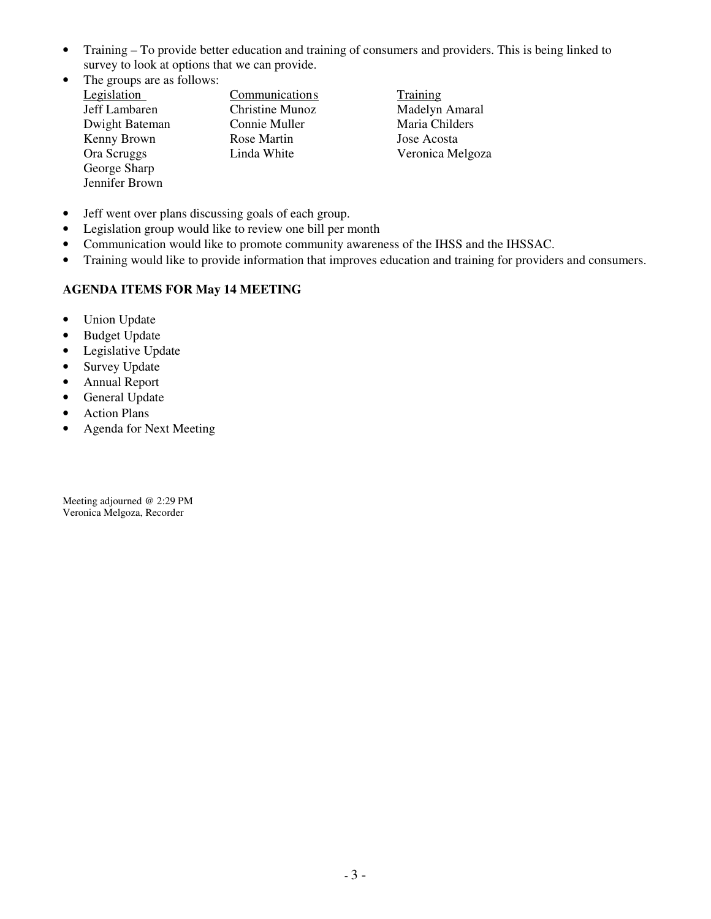- Training – To provide better education and training of consumers and providers. This is being linked to survey to look at options that we can provide.
- The groups are as follows:

| Legislation | Communications | Training |
| --- | --- | --- |
| Jeff Lambaren | Christine Munoz | Madelyn Amaral |
| Dwight Bateman | Connie Muller | Maria Childers |
| Kenny Brown | Rose Martin | Jose Acosta |
| Ora Scruggs | Linda White | Veronica Melgoza |
| George Sharp | | |
| Jennifer Brown | | |

- Jeff went over plans discussing goals of each group.
- Legislation group would like to review one bill per month
- Communication would like to promote community awareness of the IHSS and the IHSSAC.
- Training would like to provide information that improves education and training for providers and consumers.

**AGENDA ITEMS FOR May 14 MEETING**

- Union Update
- Budget Update
- Legislative Update
- Survey Update
- Annual Report
- General Update
- Action Plans
- Agenda for Next Meeting

Meeting adjourned @ 2:29 PM
Veronica Melgoza, Recorder